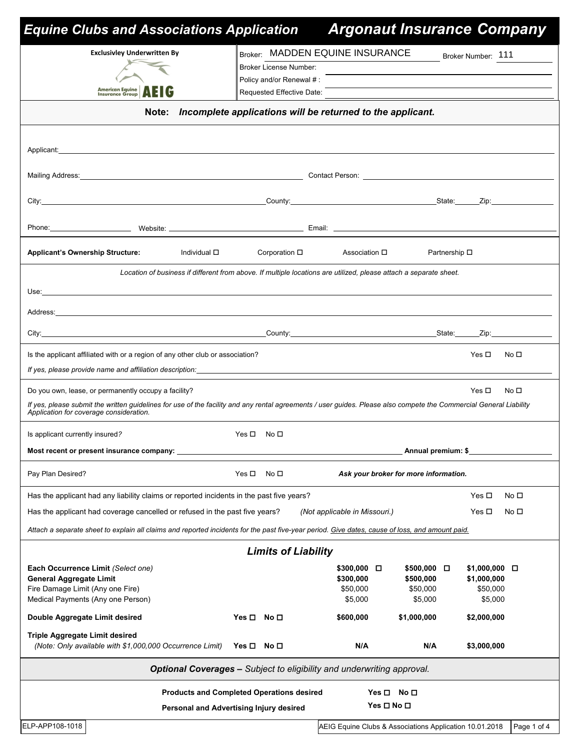# Equine Clubs and Associations Application — Argonaut Insurance Company

**Exclusivley Underwritten By**

American Equine Insurance Group AEIG

Broker: MADDEN EQUINE INSURANCE Broker Number: 111

Broker License Number:

Policy and/or Renewal # :

Requested Effective Date:

**Note:** ***Incomplete applications will be returned to the applicant.***

Applicant:

Mailing Address: Contact Person:

City: County: State: Zip:

Phone: Website: Email:

**Applicant's Ownership Structure:** Individual ☐ Corporation ☐ Association ☐ Partnership ☐

*Location of business if different from above. If multiple locations are utilized, please attach a separate sheet.*

Use:

Address:

City: County: State: Zip:

Is the applicant affiliated with or a region of any other club or association? Yes ☐ No ☐

*If yes, please provide name and affiliation description:*

Do you own, lease, or permanently occupy a facility? Yes ☐ No ☐

*If yes, please submit the written guidelines for use of the facility and any rental agreements / user guides. Please also compete the Commercial General Liability Application for coverage consideration.*

Is applicant currently insured? Yes ☐ No ☐

**Most recent or present insurance company:** **Annual premium: $**

Pay Plan Desired? Yes ☐ No ☐ ***Ask your broker for more information.***

Has the applicant had any liability claims or reported incidents in the past five years? Yes ☐ No ☐

Has the applicant had coverage cancelled or refused in the past five years? *(Not applicable in Missouri.)* Yes ☐ No ☐

*Attach a separate sheet to explain all claims and reported incidents for the past five-year period. Give dates, cause of loss, and amount paid.*

## *Limits of Liability*

| | | | | |
|---|---|---|---|---|
| **Each Occurrence Limit** *(Select one)* | | **$300,000** ☐ | **$500,000** ☐ | **$1,000,000** ☐ |
| **General Aggregate Limit** | | **$300,000** | **$500,000** | **$1,000,000** |
| Fire Damage Limit (Any one Fire) | | $50,000 | $50,000 | $50,000 |
| Medical Payments (Any one Person) | | $5,000 | $5,000 | $5,000 |
| **Double Aggregate Limit desired** | **Yes** ☐ **No** ☐ | **$600,000** | **$1,000,000** | **$2,000,000** |
| **Triple Aggregate Limit desired** *(Note: Only available with $1,000,000 Occurrence Limit)* | **Yes** ☐ **No** ☐ | **N/A** | **N/A** | **$3,000,000** |

***Optional Coverages –*** *Subject to eligibility and underwriting approval.*

**Products and Completed Operations desired** **Yes** ☐ **No** ☐

**Personal and Advertising Injury desired** **Yes** ☐ **No** ☐

ELP-APP108-1018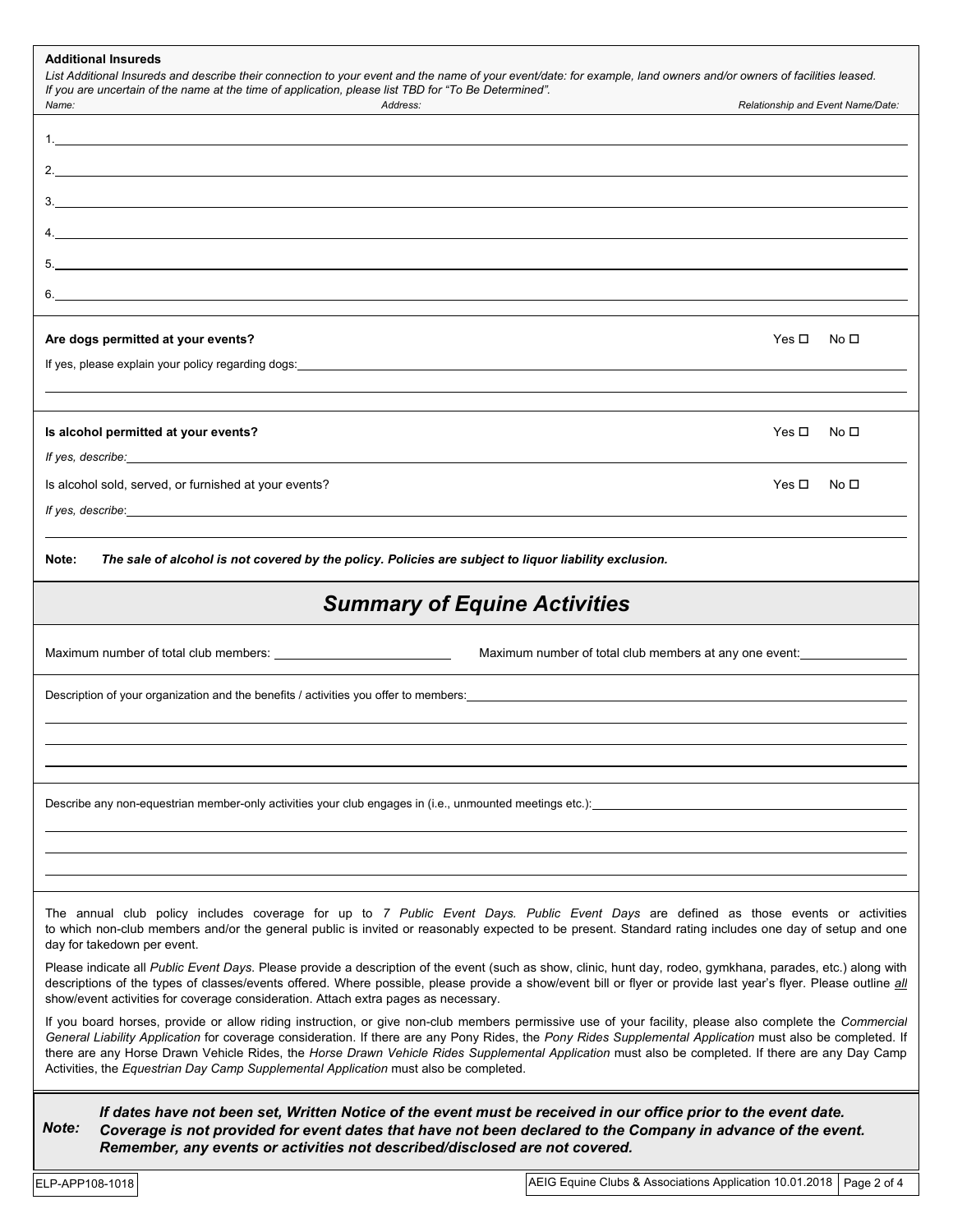**Additional Insureds**

*List Additional Insureds and describe their connection to your event and the name of your event/date: for example, land owners and/or owners of facilities leased. If you are uncertain of the name at the time of application, please list TBD for "To Be Determined".*

*Name:* *Address:* *Relationship and Event Name/Date:*

1. ______________________________________________

2. ______________________________________________

3. ______________________________________________

4. ______________________________________________

5. ______________________________________________

6. ______________________________________________

**Are dogs permitted at your events?** Yes ☐ No ☐

If yes, please explain your policy regarding dogs: ______________________________________________

**Is alcohol permitted at your events?** Yes ☐ No ☐

*If yes, describe:* ______________________________________________

Is alcohol sold, served, or furnished at your events? Yes ☐ No ☐

*If yes, describe*: ______________________________________________

**Note:** ***The sale of alcohol is not covered by the policy. Policies are subject to liquor liability exclusion.***

## *Summary of Equine Activities*

Maximum number of total club members: ________________ Maximum number of total club members at any one event: ________________

Description of your organization and the benefits / activities you offer to members: ______________________________________________

Describe any non-equestrian member-only activities your club engages in (i.e., unmounted meetings etc.): ______________________________________________

The annual club policy includes coverage for up to *7 Public Event Days. Public Event Days* are defined as those events or activities to which non-club members and/or the general public is invited or reasonably expected to be present. Standard rating includes one day of setup and one day for takedown per event.

Please indicate all *Public Event Days.* Please provide a description of the event (such as show, clinic, hunt day, rodeo, gymkhana, parades, etc.) along with descriptions of the types of classes/events offered. Where possible, please provide a show/event bill or flyer or provide last year's flyer. Please outline ***all*** show/event activities for coverage consideration. Attach extra pages as necessary.

If you board horses, provide or allow riding instruction, or give non-club members permissive use of your facility, please also complete the *Commercial General Liability Application* for coverage consideration. If there are any Pony Rides, the *Pony Rides Supplemental Application* must also be completed. If there are any Horse Drawn Vehicle Rides, the *Horse Drawn Vehicle Rides Supplemental Application* must also be completed. If there are any Day Camp Activities, the *Equestrian Day Camp Supplemental Application* must also be completed.

***Note:*** ***If dates have not been set, Written Notice of the event must be received in our office prior to the event date. Coverage is not provided for event dates that have not been declared to the Company in advance of the event. Remember, any events or activities not described/disclosed are not covered.***

ELP-APP108-1018 AEIG Equine Clubs & Associations Application 10.01.2018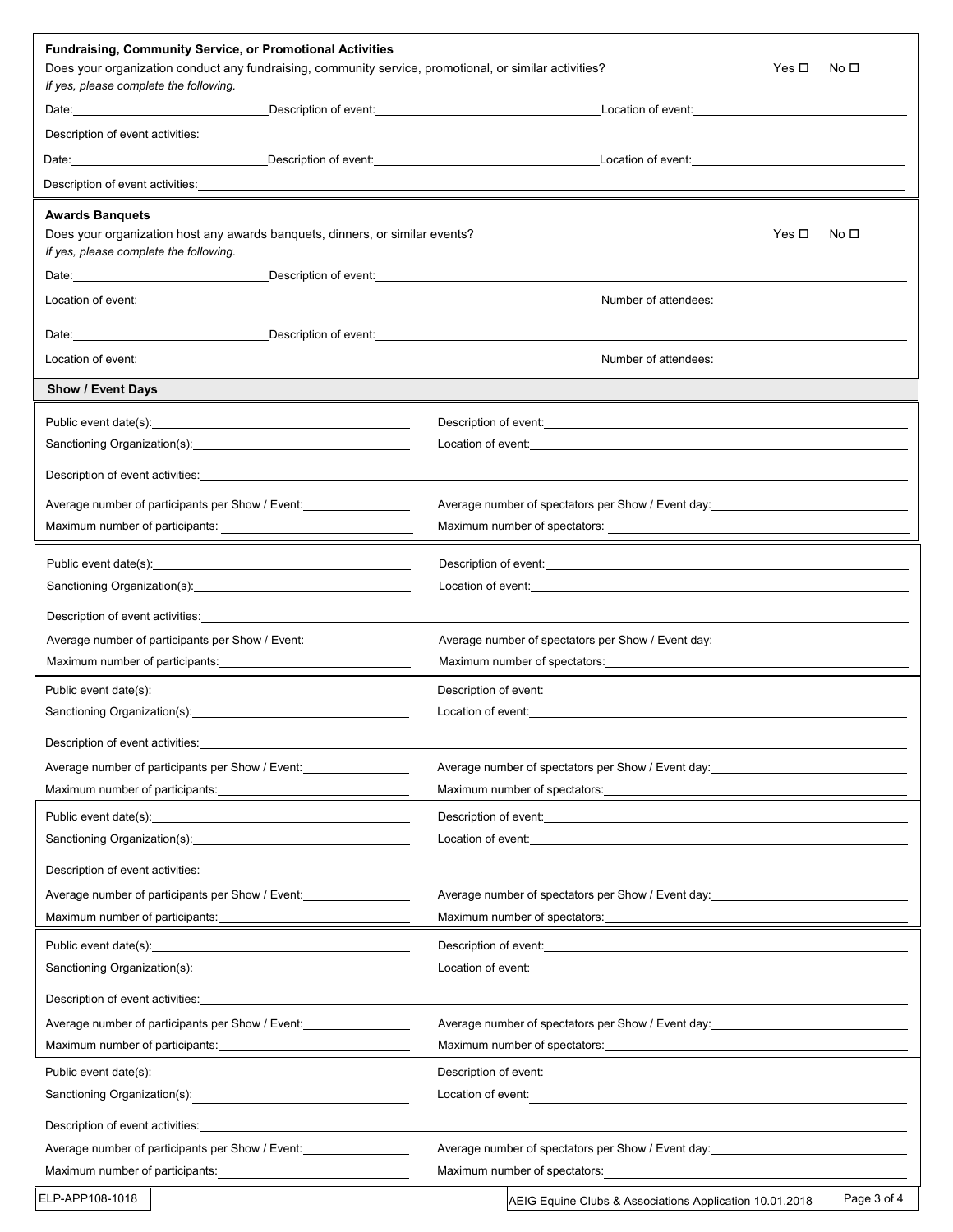**Fundraising, Community Service, or Promotional Activities**

Does your organization conduct any fundraising, community service, promotional, or similar activities? Yes ☐ No ☐

*If yes, please complete the following.*

Date:\_\_\_\_\_\_\_\_\_\_ Description of event:\_\_\_\_\_\_\_\_\_\_ Location of event:\_\_\_\_\_\_\_\_\_\_

Description of event activities:\_\_\_\_\_\_\_\_\_\_

Date:\_\_\_\_\_\_\_\_\_\_ Description of event:\_\_\_\_\_\_\_\_\_\_ Location of event:\_\_\_\_\_\_\_\_\_\_

Description of event activities:\_\_\_\_\_\_\_\_\_\_

**Awards Banquets**

Does your organization host any awards banquets, dinners, or similar events? Yes ☐ No ☐

*If yes, please complete the following.*

Date:\_\_\_\_\_\_\_\_\_\_ Description of event:\_\_\_\_\_\_\_\_\_\_

Location of event:\_\_\_\_\_\_\_\_\_\_ Number of attendees:\_\_\_\_\_\_\_\_\_\_

Date:\_\_\_\_\_\_\_\_\_\_ Description of event:\_\_\_\_\_\_\_\_\_\_

Location of event:\_\_\_\_\_\_\_\_\_\_ Number of attendees:\_\_\_\_\_\_\_\_\_\_

**Show / Event Days**

Public event date(s):\_\_\_\_\_\_\_\_\_\_ Description of event:\_\_\_\_\_\_\_\_\_\_

Sanctioning Organization(s):\_\_\_\_\_\_\_\_\_\_ Location of event:\_\_\_\_\_\_\_\_\_\_

Description of event activities:\_\_\_\_\_\_\_\_\_\_

Average number of participants per Show / Event:\_\_\_\_\_\_\_\_\_\_ Average number of spectators per Show / Event day:\_\_\_\_\_\_\_\_\_\_

Maximum number of participants:\_\_\_\_\_\_\_\_\_\_ Maximum number of spectators:\_\_\_\_\_\_\_\_\_\_

Public event date(s):\_\_\_\_\_\_\_\_\_\_ Description of event:\_\_\_\_\_\_\_\_\_\_

Sanctioning Organization(s):\_\_\_\_\_\_\_\_\_\_ Location of event:\_\_\_\_\_\_\_\_\_\_

Description of event activities:\_\_\_\_\_\_\_\_\_\_

Average number of participants per Show / Event:\_\_\_\_\_\_\_\_\_\_ Average number of spectators per Show / Event day:\_\_\_\_\_\_\_\_\_\_

Maximum number of participants:\_\_\_\_\_\_\_\_\_\_ Maximum number of spectators:\_\_\_\_\_\_\_\_\_\_

Public event date(s):\_\_\_\_\_\_\_\_\_\_ Description of event:\_\_\_\_\_\_\_\_\_\_

Sanctioning Organization(s):\_\_\_\_\_\_\_\_\_\_ Location of event:\_\_\_\_\_\_\_\_\_\_

Description of event activities:\_\_\_\_\_\_\_\_\_\_

Average number of participants per Show / Event:\_\_\_\_\_\_\_\_\_\_ Average number of spectators per Show / Event day:\_\_\_\_\_\_\_\_\_\_

Maximum number of participants:\_\_\_\_\_\_\_\_\_\_ Maximum number of spectators:\_\_\_\_\_\_\_\_\_\_

Public event date(s):\_\_\_\_\_\_\_\_\_\_ Description of event:\_\_\_\_\_\_\_\_\_\_

Sanctioning Organization(s):\_\_\_\_\_\_\_\_\_\_ Location of event:\_\_\_\_\_\_\_\_\_\_

Description of event activities:\_\_\_\_\_\_\_\_\_\_

Average number of participants per Show / Event:\_\_\_\_\_\_\_\_\_\_ Average number of spectators per Show / Event day:\_\_\_\_\_\_\_\_\_\_

Maximum number of participants:\_\_\_\_\_\_\_\_\_\_ Maximum number of spectators:\_\_\_\_\_\_\_\_\_\_

Public event date(s):\_\_\_\_\_\_\_\_\_\_ Description of event:\_\_\_\_\_\_\_\_\_\_

Sanctioning Organization(s):\_\_\_\_\_\_\_\_\_\_ Location of event:\_\_\_\_\_\_\_\_\_\_

Description of event activities:\_\_\_\_\_\_\_\_\_\_

Average number of participants per Show / Event:\_\_\_\_\_\_\_\_\_\_ Average number of spectators per Show / Event day:\_\_\_\_\_\_\_\_\_\_

Maximum number of participants:\_\_\_\_\_\_\_\_\_\_ Maximum number of spectators:\_\_\_\_\_\_\_\_\_\_

Public event date(s):\_\_\_\_\_\_\_\_\_\_ Description of event:\_\_\_\_\_\_\_\_\_\_

Sanctioning Organization(s):\_\_\_\_\_\_\_\_\_\_ Location of event:\_\_\_\_\_\_\_\_\_\_

Description of event activities:\_\_\_\_\_\_\_\_\_\_

Average number of participants per Show / Event:\_\_\_\_\_\_\_\_\_\_ Average number of spectators per Show / Event day:\_\_\_\_\_\_\_\_\_\_

Maximum number of participants:\_\_\_\_\_\_\_\_\_\_ Maximum number of spectators:\_\_\_\_\_\_\_\_\_\_

ELP-APP108-1018

AEIG Equine Clubs & Associations Application 10.01.2018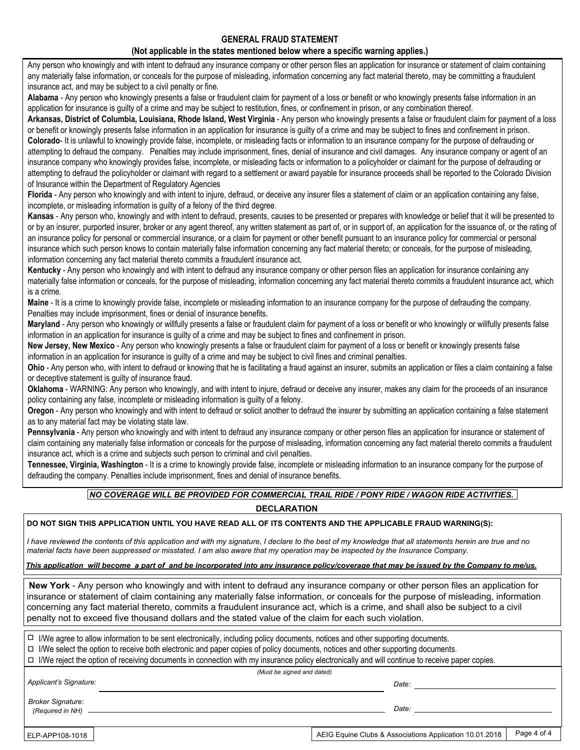## GENERAL FRAUD STATEMENT

**(Not applicable in the states mentioned below where a specific warning applies.)**

Any person who knowingly and with intent to defraud any insurance company or other person files an application for insurance or statement of claim containing any materially false information, or conceals for the purpose of misleading, information concerning any fact material thereto, may be committing a fraudulent insurance act, and may be subject to a civil penalty or fine.

**Alabama** - Any person who knowingly presents a false or fraudulent claim for payment of a loss or benefit or who knowingly presents false information in an application for insurance is guilty of a crime and may be subject to restitution, fines, or confinement in prison, or any combination thereof.

**Arkansas, District of Columbia, Louisiana, Rhode Island, West Virginia** - Any person who knowingly presents a false or fraudulent claim for payment of a loss or benefit or knowingly presents false information in an application for insurance is guilty of a crime and may be subject to fines and confinement in prison.

**Colorado**- It is unlawful to knowingly provide false, incomplete, or misleading facts or information to an insurance company for the purpose of defrauding or attempting to defraud the company. Penalties may include imprisonment, fines, denial of insurance and civil damages. Any insurance company or agent of an insurance company who knowingly provides false, incomplete, or misleading facts or information to a policyholder or claimant for the purpose of defrauding or attempting to defraud the policyholder or claimant with regard to a settlement or award payable for insurance proceeds shall be reported to the Colorado Division of Insurance within the Department of Regulatory Agencies

**Florida** - Any person who knowingly and with intent to injure, defraud, or deceive any insurer files a statement of claim or an application containing any false, incomplete, or misleading information is guilty of a felony of the third degree.

**Kansas** - Any person who, knowingly and with intent to defraud, presents, causes to be presented or prepares with knowledge or belief that it will be presented to or by an insurer, purported insurer, broker or any agent thereof, any written statement as part of, or in support of, an application for the issuance of, or the rating of an insurance policy for personal or commercial insurance, or a claim for payment or other benefit pursuant to an insurance policy for commercial or personal insurance which such person knows to contain materially false information concerning any fact material thereto; or conceals, for the purpose of misleading, information concerning any fact material thereto commits a fraudulent insurance act.

**Kentucky** - Any person who knowingly and with intent to defraud any insurance company or other person files an application for insurance containing any materially false information or conceals, for the purpose of misleading, information concerning any fact material thereto commits a fraudulent insurance act, which is a crime.

**Maine** - It is a crime to knowingly provide false, incomplete or misleading information to an insurance company for the purpose of defrauding the company. Penalties may include imprisonment, fines or denial of insurance benefits.

**Maryland** - Any person who knowingly or willfully presents a false or fraudulent claim for payment of a loss or benefit or who knowingly or willfully presents false information in an application for insurance is guilty of a crime and may be subject to fines and confinement in prison.

**New Jersey, New Mexico** - Any person who knowingly presents a false or fraudulent claim for payment of a loss or benefit or knowingly presents false information in an application for insurance is guilty of a crime and may be subject to civil fines and criminal penalties.

**Ohio** - Any person who, with intent to defraud or knowing that he is facilitating a fraud against an insurer, submits an application or files a claim containing a false or deceptive statement is guilty of insurance fraud.

**Oklahoma** - WARNING: Any person who knowingly, and with intent to injure, defraud or deceive any insurer, makes any claim for the proceeds of an insurance policy containing any false, incomplete or misleading information is guilty of a felony.

**Oregon** - Any person who knowingly and with intent to defraud or solicit another to defraud the insurer by submitting an application containing a false statement as to any material fact may be violating state law.

**Pennsylvania** - Any person who knowingly and with intent to defraud any insurance company or other person files an application for insurance or statement of claim containing any materially false information or conceals for the purpose of misleading, information concerning any fact material thereto commits a fraudulent insurance act, which is a crime and subjects such person to criminal and civil penalties.

**Tennessee, Virginia, Washington** - It is a crime to knowingly provide false, incomplete or misleading information to an insurance company for the purpose of defrauding the company. Penalties include imprisonment, fines and denial of insurance benefits.

***NO COVERAGE WILL BE PROVIDED FOR COMMERCIAL TRAIL RIDE / PONY RIDE / WAGON RIDE ACTIVITIES.***

## DECLARATION

**DO NOT SIGN THIS APPLICATION UNTIL YOU HAVE READ ALL OF ITS CONTENTS AND THE APPLICABLE FRAUD WARNING(S):**

*I have reviewed the contents of this application and with my signature, I declare to the best of my knowledge that all statements herein are true and no material facts have been suppressed or misstated. I am also aware that my operation may be inspected by the Insurance Company.*

***This application will become a part of and be incorporated into any insurance policy/coverage that may be issued by the Company to me/us.***

**New York** - Any person who knowingly and with intent to defraud any insurance company or other person files an application for insurance or statement of claim containing any materially false information, or conceals for the purpose of misleading, information concerning any fact material thereto, commits a fraudulent insurance act, which is a crime, and shall also be subject to a civil penalty not to exceed five thousand dollars and the stated value of the claim for each such violation.

☐ I/We agree to allow information to be sent electronically, including policy documents, notices and other supporting documents.

☐ I/We select the option to receive both electronic and paper copies of policy documents, notices and other supporting documents.

☐ I/We reject the option of receiving documents in connection with my insurance policy electronically and will continue to receive paper copies.

*(Must be signed and dated)*

*Applicant's Signature:* ______________________________ *Date:* ____________________

*Broker Signature:*
*(Required in NH)* ______________________________ *Date:* ____________________

ELP-APP108-1018 | AEIG Equine Clubs & Associations Application 10.01.2018